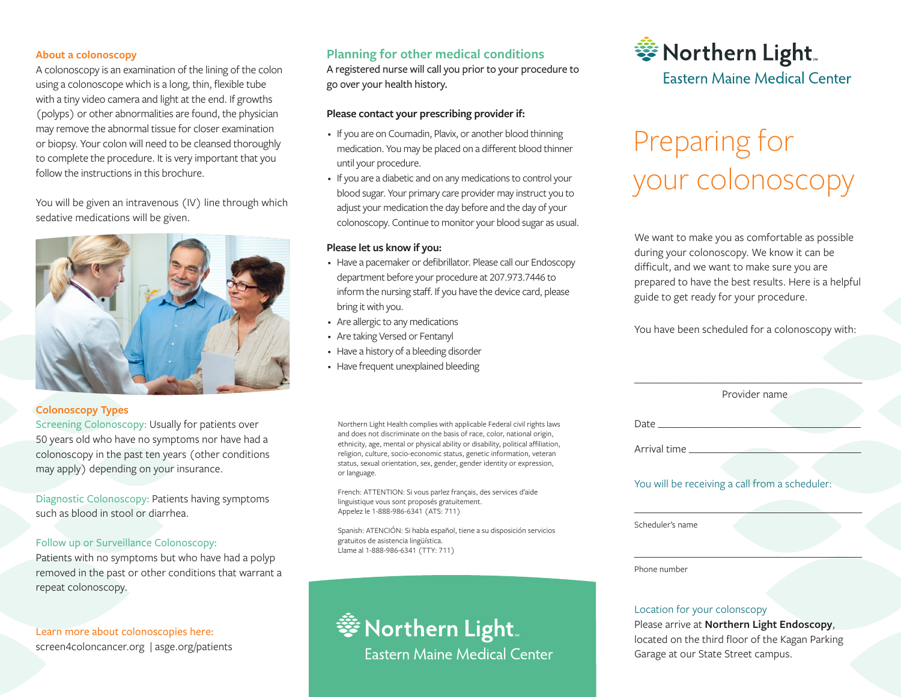## About a colonoscopy

A colonoscopy is an examination of the lining of the colon using a colonoscope which is a long, thin, flexible tube with a tiny video camera and light at the end. If growths (polyps) or other abnormalities are found, the physician may remove the abnormal tissue for closer examination or biopsy. Your colon will need to be cleansed thoroughly to complete the procedure. It is very important that you follow the instructions in this brochure.

You will be given an intravenous (IV) line through which sedative medications will be given.

## Colonoscopy Types

**Screening Colonoscopy:** Usually for patients over 50 years old who have no symptoms nor have had a colonoscopy in the past ten years (other conditions may apply) depending on your insurance.

**Diagnostic Colonoscopy:** Patients having symptoms such as blood in stool or diarrhea.

**Follow up or Surveillance Colonoscopy:** Patients with no symptoms but who have had a polyp removed in the past or other conditions that warrant a repeat colonoscopy.

**Learn more about colonoscopies here:**
screen4coloncancer.org | asge.org/patients

## Planning for other medical conditions

A registered nurse will call you prior to your procedure to go over your health history.

**Please contact your prescribing provider if:**

- If you are on Coumadin, Plavix, or another blood thinning medication. You may be placed on a different blood thinner until your procedure.
- If you are a diabetic and on any medications to control your blood sugar. Your primary care provider may instruct you to adjust your medication the day before and the day of your colonoscopy. Continue to monitor your blood sugar as usual.

**Please let us know if you:**

- Have a pacemaker or defibrillator. Please call our Endoscopy department before your procedure at 207.973.7446 to inform the nursing staff. If you have the device card, please bring it with you.
- Are allergic to any medications
- Are taking Versed or Fentanyl
- Have a history of a bleeding disorder
- Have frequent unexplained bleeding

Northern Light Health complies with applicable Federal civil rights laws and does not discriminate on the basis of race, color, national origin, ethnicity, age, mental or physical ability or disability, political affiliation, religion, culture, socio-economic status, genetic information, veteran status, sexual orientation, sex, gender, gender identity or expression, or language.

French: ATTENTION: Si vous parlez français, des services d'aide linguistique vous sont proposés gratuitement.
Appelez le 1-888-986-6341 (ATS: 711)

Spanish: ATENCIÓN: Si habla español, tiene a su disposición servicios gratuitos de asistencia lingüística.
Llame al 1-888-986-6341 (TTY: 711)

**Northern Light**
Eastern Maine Medical Center

**Northern Light**
Eastern Maine Medical Center

# Preparing for your colonoscopy

We want to make you as comfortable as possible during your colonoscopy. We know it can be difficult, and we want to make sure you are prepared to have the best results. Here is a helpful guide to get ready for your procedure.

You have been scheduled for a colonoscopy with:

______________________________
Provider name

Date ______________________________

Arrival time ______________________________

**You will be receiving a call from a scheduler:**

______________________________
Scheduler's name

______________________________
Phone number

**Location for your colonscopy**

Please arrive at **Northern Light Endoscopy**, located on the third floor of the Kagan Parking Garage at our State Street campus.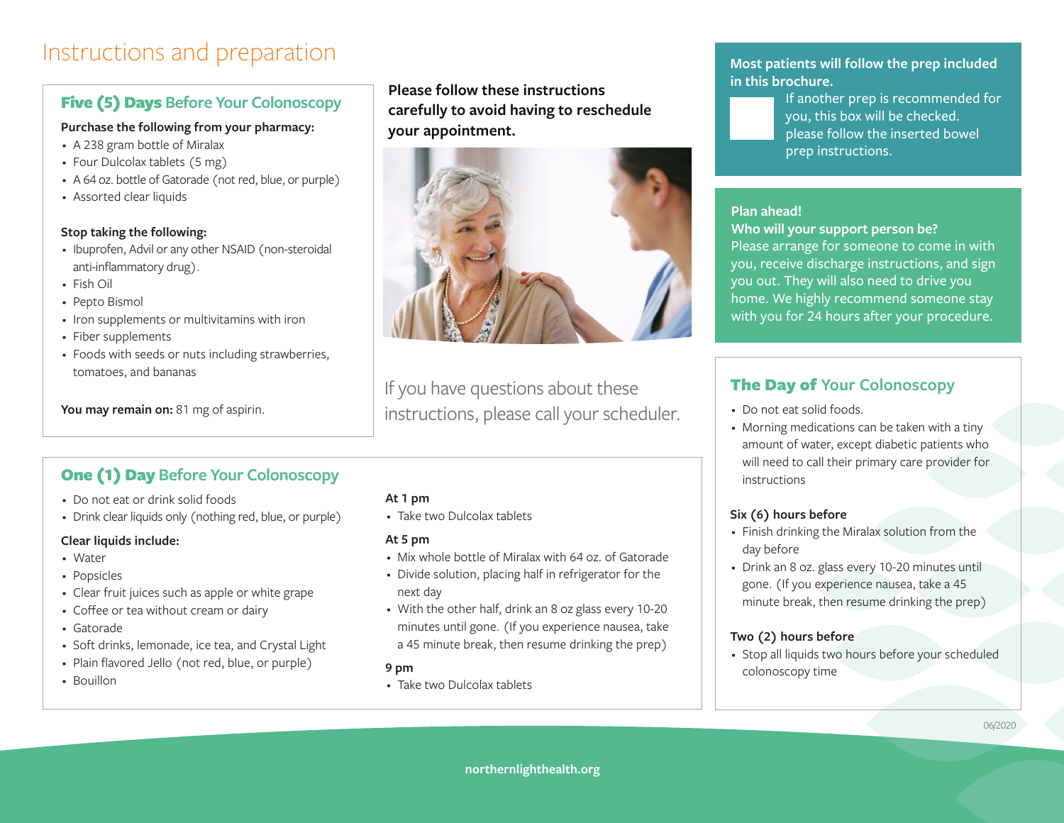# Instructions and preparation

## Five (5) Days Before Your Colonoscopy

**Purchase the following from your pharmacy:**

- A 238 gram bottle of Miralax
- Four Dulcolax tablets (5 mg)
- A 64 oz. bottle of Gatorade (not red, blue, or purple)
- Assorted clear liquids

**Stop taking the following:**

- Ibuprofen, Advil or any other NSAID (non-steroidal anti-inflammatory drug).
- Fish Oil
- Pepto Bismol
- Iron supplements or multivitamins with iron
- Fiber supplements
- Foods with seeds or nuts including strawberries, tomatoes, and bananas

**You may remain on:** 81 mg of aspirin.

**Please follow these instructions carefully to avoid having to reschedule your appointment.**

If you have questions about these instructions, please call your scheduler.

**Most patients will follow the prep included in this brochure.**

If another prep is recommended for you, this box will be checked. please follow the inserted bowel prep instructions.

**Plan ahead!**
**Who will your support person be?**
Please arrange for someone to come in with you, receive discharge instructions, and sign you out. They will also need to drive you home. We highly recommend someone stay with you for 24 hours after your procedure.

## One (1) Day Before Your Colonoscopy

- Do not eat or drink solid foods
- Drink clear liquids only (nothing red, blue, or purple)

**Clear liquids include:**

- Water
- Popsicles
- Clear fruit juices such as apple or white grape
- Coffee or tea without cream or dairy
- Gatorade
- Soft drinks, lemonade, ice tea, and Crystal Light
- Plain flavored Jello (not red, blue, or purple)
- Bouillon

**At 1 pm**

- Take two Dulcolax tablets

**At 5 pm**

- Mix whole bottle of Miralax with 64 oz. of Gatorade
- Divide solution, placing half in refrigerator for the next day
- With the other half, drink an 8 oz glass every 10-20 minutes until gone. (If you experience nausea, take a 45 minute break, then resume drinking the prep)

**9 pm**

- Take two Dulcolax tablets

## The Day of Your Colonoscopy

- Do not eat solid foods.
- Morning medications can be taken with a tiny amount of water, except diabetic patients who will need to call their primary care provider for instructions

**Six (6) hours before**

- Finish drinking the Miralax solution from the day before
- Drink an 8 oz. glass every 10-20 minutes until gone. (If you experience nausea, take a 45 minute break, then resume drinking the prep)

**Two (2) hours before**

- Stop all liquids two hours before your scheduled colonoscopy time

06/2020

northernlighthealth.org